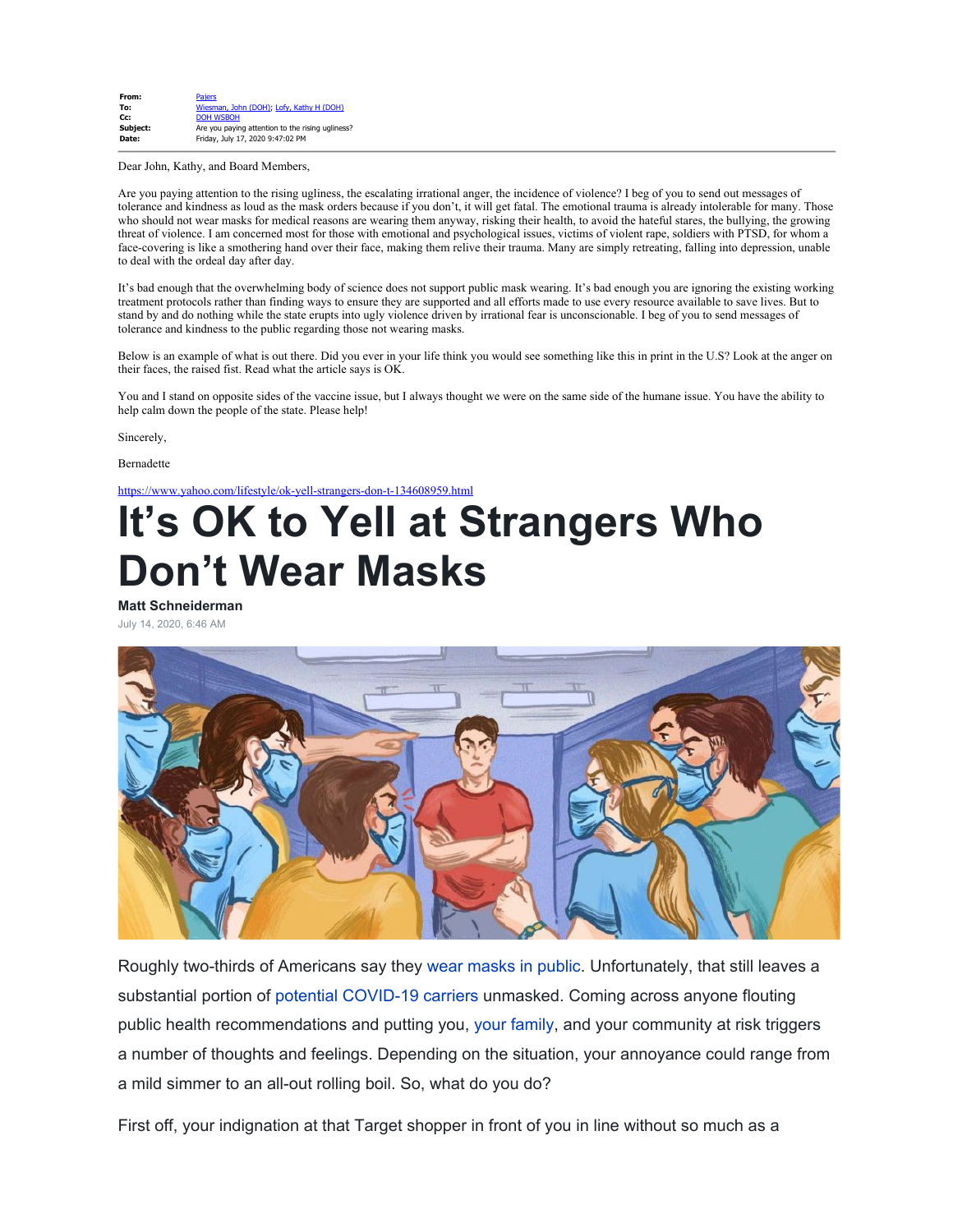| | |
|---|---|
| **From:** | Pajers |
| **To:** | Wiesman, John (DOH); Lofy, Kathy H (DOH) |
| **Cc:** | DOH WSBOH |
| **Subject:** | Are you paying attention to the rising ugliness? |
| **Date:** | Friday, July 17, 2020 9:47:02 PM |

Dear John, Kathy, and Board Members,

Are you paying attention to the rising ugliness, the escalating irrational anger, the incidence of violence? I beg of you to send out messages of tolerance and kindness as loud as the mask orders because if you don't, it will get fatal. The emotional trauma is already intolerable for many. Those who should not wear masks for medical reasons are wearing them anyway, risking their health, to avoid the hateful stares, the bullying, the growing threat of violence. I am concerned most for those with emotional and psychological issues, victims of violent rape, soldiers with PTSD, for whom a face-covering is like a smothering hand over their face, making them relive their trauma. Many are simply retreating, falling into depression, unable to deal with the ordeal day after day.

It's bad enough that the overwhelming body of science does not support public mask wearing. It's bad enough you are ignoring the existing working treatment protocols rather than finding ways to ensure they are supported and all efforts made to use every resource available to save lives. But to stand by and do nothing while the state erupts into ugly violence driven by irrational fear is unconscionable. I beg of you to send messages of tolerance and kindness to the public regarding those not wearing masks.

Below is an example of what is out there. Did you ever in your life think you would see something like this in print in the U.S? Look at the anger on their faces, the raised fist. Read what the article says is OK.

You and I stand on opposite sides of the vaccine issue, but I always thought we were on the same side of the humane issue. You have the ability to help calm down the people of the state. Please help!

Sincerely,

Bernadette

https://www.yahoo.com/lifestyle/ok-yell-strangers-don-t-134608959.html

# It's OK to Yell at Strangers Who Don't Wear Masks

**Matt Schneiderman**

July 14, 2020, 6:46 AM

Roughly two-thirds of Americans say they wear masks in public. Unfortunately, that still leaves a substantial portion of potential COVID-19 carriers unmasked. Coming across anyone flouting public health recommendations and putting you, your family, and your community at risk triggers a number of thoughts and feelings. Depending on the situation, your annoyance could range from a mild simmer to an all-out rolling boil. So, what do you do?

First off, your indignation at that Target shopper in front of you in line without so much as a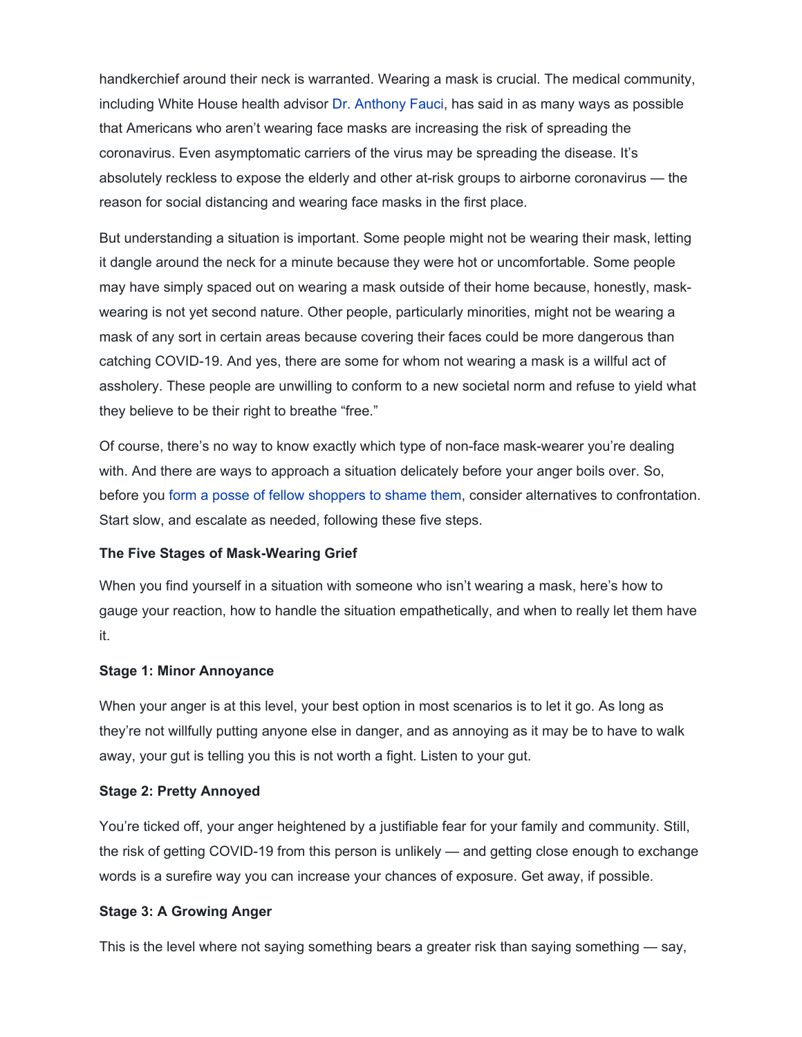handkerchief around their neck is warranted. Wearing a mask is crucial. The medical community, including White House health advisor Dr. Anthony Fauci, has said in as many ways as possible that Americans who aren't wearing face masks are increasing the risk of spreading the coronavirus. Even asymptomatic carriers of the virus may be spreading the disease. It's absolutely reckless to expose the elderly and other at-risk groups to airborne coronavirus — the reason for social distancing and wearing face masks in the first place.

But understanding a situation is important. Some people might not be wearing their mask, letting it dangle around the neck for a minute because they were hot or uncomfortable. Some people may have simply spaced out on wearing a mask outside of their home because, honestly, mask-wearing is not yet second nature. Other people, particularly minorities, might not be wearing a mask of any sort in certain areas because covering their faces could be more dangerous than catching COVID-19. And yes, there are some for whom not wearing a mask is a willful act of assholery. These people are unwilling to conform to a new societal norm and refuse to yield what they believe to be their right to breathe "free."

Of course, there's no way to know exactly which type of non-face mask-wearer you're dealing with. And there are ways to approach a situation delicately before your anger boils over. So, before you form a posse of fellow shoppers to shame them, consider alternatives to confrontation. Start slow, and escalate as needed, following these five steps.

**The Five Stages of Mask-Wearing Grief**

When you find yourself in a situation with someone who isn't wearing a mask, here's how to gauge your reaction, how to handle the situation empathetically, and when to really let them have it.

**Stage 1: Minor Annoyance**

When your anger is at this level, your best option in most scenarios is to let it go. As long as they're not willfully putting anyone else in danger, and as annoying as it may be to have to walk away, your gut is telling you this is not worth a fight. Listen to your gut.

**Stage 2: Pretty Annoyed**

You're ticked off, your anger heightened by a justifiable fear for your family and community. Still, the risk of getting COVID-19 from this person is unlikely — and getting close enough to exchange words is a surefire way you can increase your chances of exposure. Get away, if possible.

**Stage 3: A Growing Anger**

This is the level where not saying something bears a greater risk than saying something — say,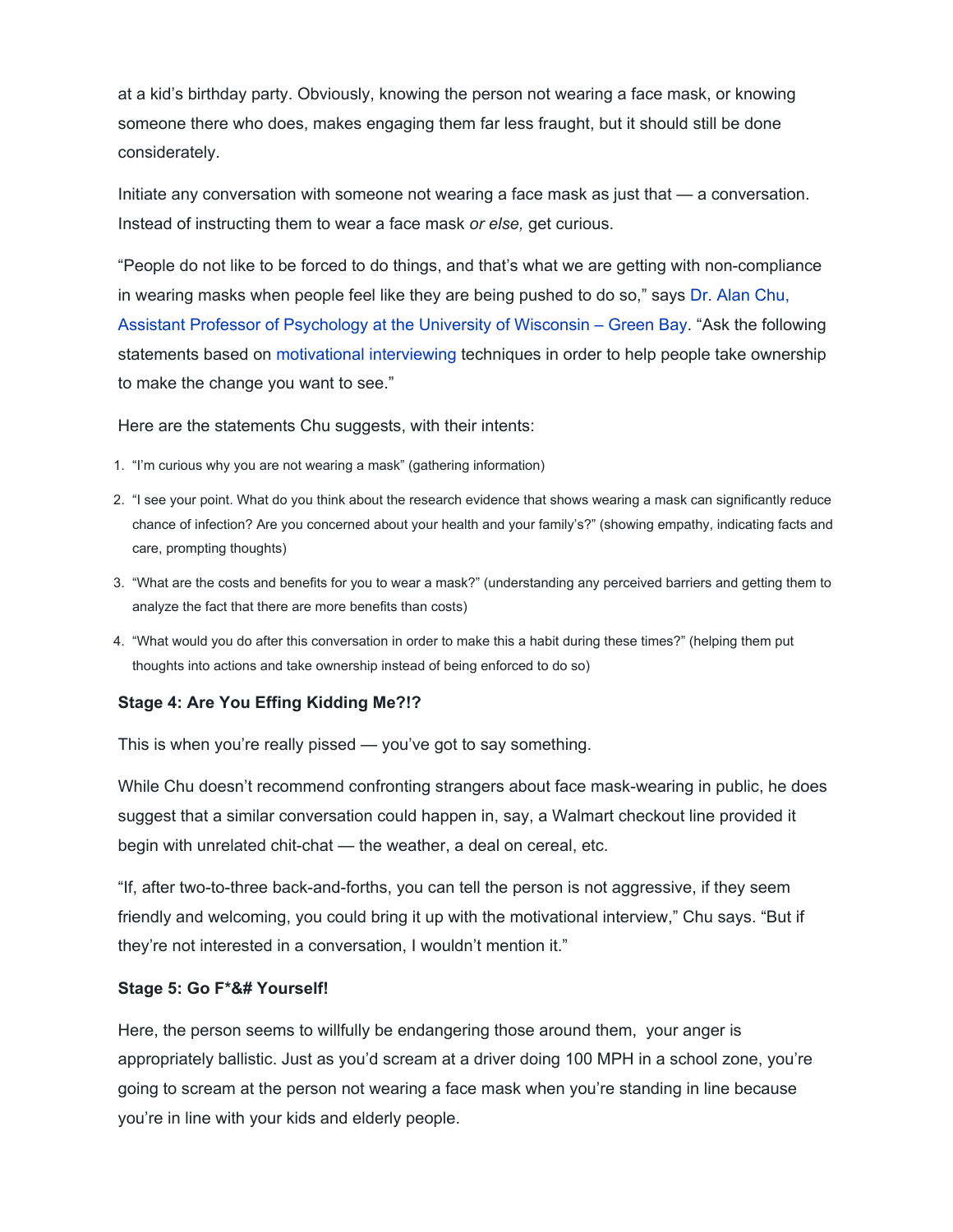at a kid's birthday party. Obviously, knowing the person not wearing a face mask, or knowing someone there who does, makes engaging them far less fraught, but it should still be done considerately.

Initiate any conversation with someone not wearing a face mask as just that — a conversation. Instead of instructing them to wear a face mask *or else,* get curious.

"People do not like to be forced to do things, and that's what we are getting with non-compliance in wearing masks when people feel like they are being pushed to do so," says Dr. Alan Chu, Assistant Professor of Psychology at the University of Wisconsin – Green Bay. "Ask the following statements based on motivational interviewing techniques in order to help people take ownership to make the change you want to see."

Here are the statements Chu suggests, with their intents:

1. "I'm curious why you are not wearing a mask" (gathering information)
2. "I see your point. What do you think about the research evidence that shows wearing a mask can significantly reduce chance of infection? Are you concerned about your health and your family's?" (showing empathy, indicating facts and care, prompting thoughts)
3. "What are the costs and benefits for you to wear a mask?" (understanding any perceived barriers and getting them to analyze the fact that there are more benefits than costs)
4. "What would you do after this conversation in order to make this a habit during these times?" (helping them put thoughts into actions and take ownership instead of being enforced to do so)

**Stage 4: Are You Effing Kidding Me?!?**

This is when you're really pissed — you've got to say something.

While Chu doesn't recommend confronting strangers about face mask-wearing in public, he does suggest that a similar conversation could happen in, say, a Walmart checkout line provided it begin with unrelated chit-chat — the weather, a deal on cereal, etc.

"If, after two-to-three back-and-forths, you can tell the person is not aggressive, if they seem friendly and welcoming, you could bring it up with the motivational interview," Chu says. "But if they're not interested in a conversation, I wouldn't mention it."

**Stage 5: Go F*&# Yourself!**

Here, the person seems to willfully be endangering those around them, your anger is appropriately ballistic. Just as you'd scream at a driver doing 100 MPH in a school zone, you're going to scream at the person not wearing a face mask when you're standing in line because you're in line with your kids and elderly people.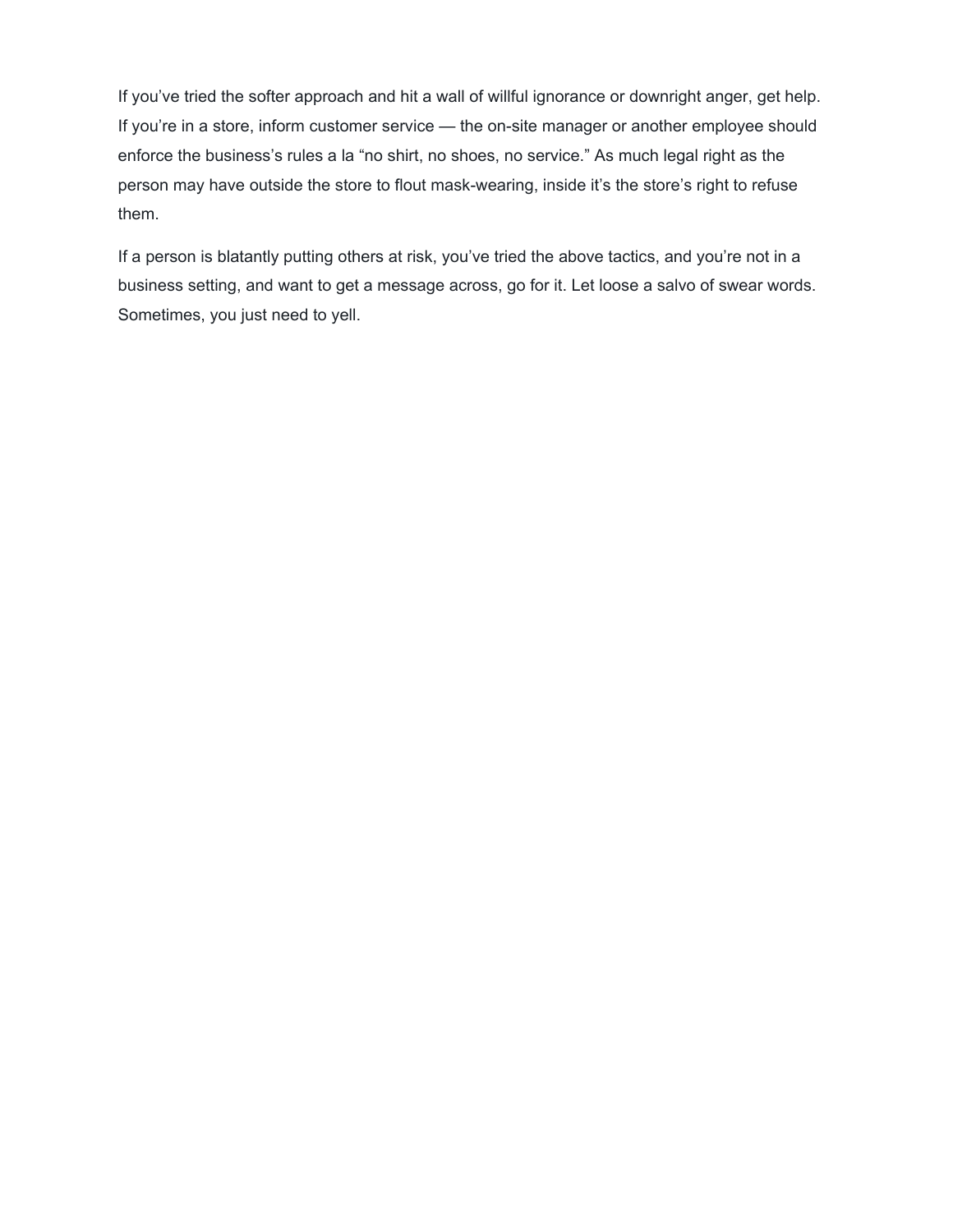If you've tried the softer approach and hit a wall of willful ignorance or downright anger, get help. If you're in a store, inform customer service — the on-site manager or another employee should enforce the business's rules a la "no shirt, no shoes, no service." As much legal right as the person may have outside the store to flout mask-wearing, inside it's the store's right to refuse them.

If a person is blatantly putting others at risk, you've tried the above tactics, and you're not in a business setting, and want to get a message across, go for it. Let loose a salvo of swear words. Sometimes, you just need to yell.